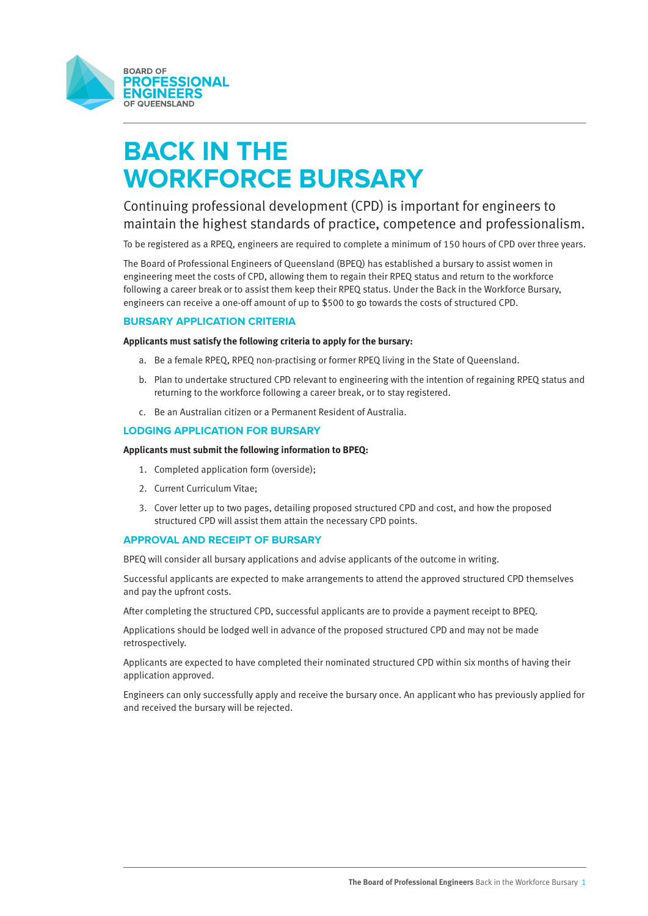BOARD OF PROFESSIONAL ENGINEERS OF QUEENSLAND

# BACK IN THE WORKFORCE BURSARY

Continuing professional development (CPD) is important for engineers to maintain the highest standards of practice, competence and professionalism.

To be registered as a RPEQ, engineers are required to complete a minimum of 150 hours of CPD over three years.

The Board of Professional Engineers of Queensland (BPEQ) has established a bursary to assist women in engineering meet the costs of CPD, allowing them to regain their RPEQ status and return to the workforce following a career break or to assist them keep their RPEQ status. Under the Back in the Workforce Bursary, engineers can receive a one-off amount of up to $500 to go towards the costs of structured CPD.

## BURSARY APPLICATION CRITERIA

**Applicants must satisfy the following criteria to apply for the bursary:**

a. Be a female RPEQ, RPEQ non-practising or former RPEQ living in the State of Queensland.

b. Plan to undertake structured CPD relevant to engineering with the intention of regaining RPEQ status and returning to the workforce following a career break, or to stay registered.

c. Be an Australian citizen or a Permanent Resident of Australia.

## LODGING APPLICATION FOR BURSARY

**Applicants must submit the following information to BPEQ:**

1. Completed application form (overside);
2. Current Curriculum Vitae;
3. Cover letter up to two pages, detailing proposed structured CPD and cost, and how the proposed structured CPD will assist them attain the necessary CPD points.

## APPROVAL AND RECEIPT OF BURSARY

BPEQ will consider all bursary applications and advise applicants of the outcome in writing.

Successful applicants are expected to make arrangements to attend the approved structured CPD themselves and pay the upfront costs.

After completing the structured CPD, successful applicants are to provide a payment receipt to BPEQ.

Applications should be lodged well in advance of the proposed structured CPD and may not be made retrospectively.

Applicants are expected to have completed their nominated structured CPD within six months of having their application approved.

Engineers can only successfully apply and receive the bursary once. An applicant who has previously applied for and received the bursary will be rejected.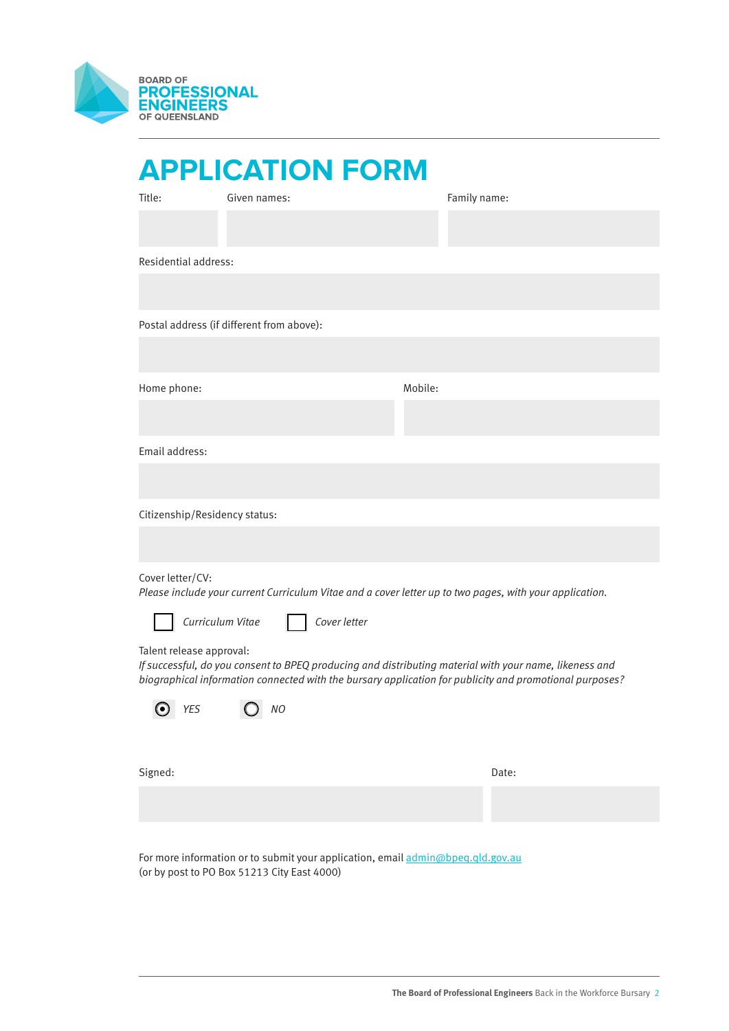BOARD OF
PROFESSIONAL
ENGINEERS
OF QUEENSLAND

# APPLICATION FORM

Title:

Given names:

Family name:

Residential address:

Postal address (if different from above):

Home phone:

Mobile:

Email address:

Citizenship/Residency status:

Cover letter/CV:
*Please include your current Curriculum Vitae and a cover letter up to two pages, with your application.*

☐ *Curriculum Vitae* ☐ *Cover letter*

Talent release approval:
*If successful, do you consent to BPEQ producing and distributing material with your name, likeness and biographical information connected with the bursary application for publicity and promotional purposes?*

◉ *YES* ○ *NO*

Signed:

Date:

For more information or to submit your application, email admin@bpeq.qld.gov.au
(or by post to PO Box 51213 City East 4000)